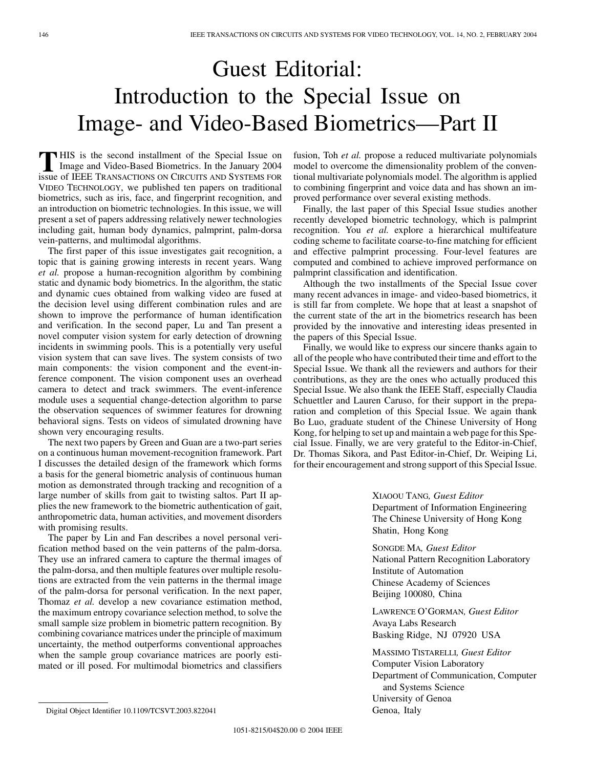# Guest Editorial: Introduction to the Special Issue on Image- and Video-Based Biometrics—Part II

THIS is the second installment of the Special Issue on Image and Video-Based Biometrics. In the January 2004 issue of IEEE TRANSACTIONS ON CIRCUITS AND SYSTEMS FOR VIDEO TECHNOLOGY, we published ten papers on traditional biometrics, such as iris, face, and fingerprint recognition, and an introduction on biometric technologies. In this issue, we will present a set of papers addressing relatively newer technologies including gait, human body dynamics, palmprint, palm-dorsa vein-patterns, and multimodal algorithms.

The first paper of this issue investigates gait recognition, a topic that is gaining growing interests in recent years. Wang *et al.* propose a human-recognition algorithm by combining static and dynamic body biometrics. In the algorithm, the static and dynamic cues obtained from walking video are fused at the decision level using different combination rules and are shown to improve the performance of human identification and verification. In the second paper, Lu and Tan present a novel computer vision system for early detection of drowning incidents in swimming pools. This is a potentially very useful vision system that can save lives. The system consists of two main components: the vision component and the event-inference component. The vision component uses an overhead camera to detect and track swimmers. The event-inference module uses a sequential change-detection algorithm to parse the observation sequences of swimmer features for drowning behavioral signs. Tests on videos of simulated drowning have shown very encouraging results.

The next two papers by Green and Guan are a two-part series on a continuous human movement-recognition framework. Part I discusses the detailed design of the framework which forms a basis for the general biometric analysis of continuous human motion as demonstrated through tracking and recognition of a large number of skills from gait to twisting saltos. Part II applies the new framework to the biometric authentication of gait, anthropometric data, human activities, and movement disorders with promising results.

The paper by Lin and Fan describes a novel personal verification method based on the vein patterns of the palm-dorsa. They use an infrared camera to capture the thermal images of the palm-dorsa, and then multiple features over multiple resolutions are extracted from the vein patterns in the thermal image of the palm-dorsa for personal verification. In the next paper, Thomaz *et al.* develop a new covariance estimation method, the maximum entropy covariance selection method, to solve the small sample size problem in biometric pattern recognition. By combining covariance matrices under the principle of maximum uncertainty, the method outperforms conventional approaches when the sample group covariance matrices are poorly estimated or ill posed. For multimodal biometrics and classifiers fusion, Toh *et al.* propose a reduced multivariate polynomials model to overcome the dimensionality problem of the conventional multivariate polynomials model. The algorithm is applied to combining fingerprint and voice data and has shown an improved performance over several existing methods.

Finally, the last paper of this Special Issue studies another recently developed biometric technology, which is palmprint recognition. You *et al.* explore a hierarchical multifeature coding scheme to facilitate coarse-to-fine matching for efficient and effective palmprint processing. Four-level features are computed and combined to achieve improved performance on palmprint classification and identification.

Although the two installments of the Special Issue cover many recent advances in image- and video-based biometrics, it is still far from complete. We hope that at least a snapshot of the current state of the art in the biometrics research has been provided by the innovative and interesting ideas presented in the papers of this Special Issue.

Finally, we would like to express our sincere thanks again to all of the people who have contributed their time and effort to the Special Issue. We thank all the reviewers and authors for their contributions, as they are the ones who actually produced this Special Issue. We also thank the IEEE Staff, especially Claudia Schuettler and Lauren Caruso, for their support in the preparation and completion of this Special Issue. We again thank Bo Luo, graduate student of the Chinese University of Hong Kong, for helping to set up and maintain a web page for this Special Issue. Finally, we are very grateful to the Editor-in-Chief, Dr. Thomas Sikora, and Past Editor-in-Chief, Dr. Weiping Li, for their encouragement and strong support of this Special Issue.

XIAOOU TANG, *Guest Editor*
Department of Information Engineering
The Chinese University of Hong Kong
Shatin, Hong Kong

SONGDE MA, *Guest Editor*
National Pattern Recognition Laboratory
Institute of Automation
Chinese Academy of Sciences
Beijing 100080, China

LAWRENCE O'GORMAN, *Guest Editor*
Avaya Labs Research
Basking Ridge, NJ 07920 USA

MASSIMO TISTARELLI, *Guest Editor*
Computer Vision Laboratory
Department of Communication, Computer and Systems Science
University of Genoa
Genoa, Italy

Digital Object Identifier 10.1109/TCSVT.2003.822041

1051-8215/04$20.00 © 2004 IEEE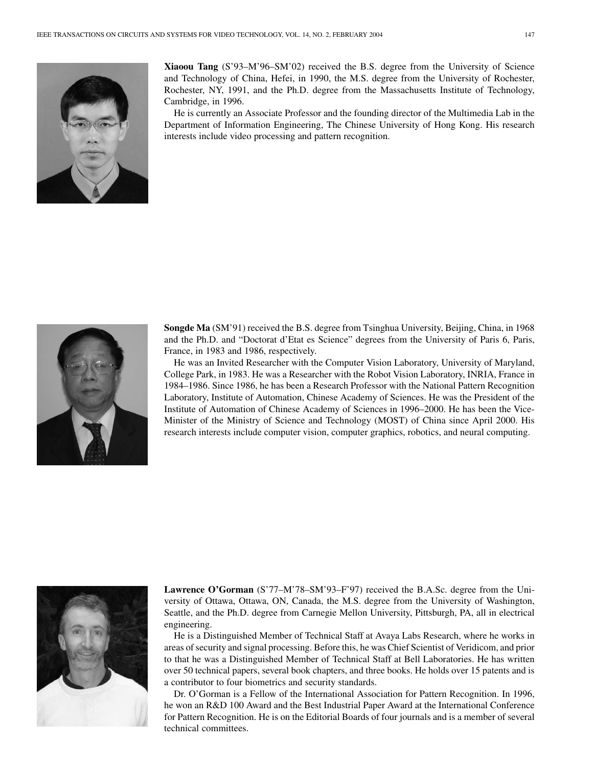**Xiaoou Tang** (S'93–M'96–SM'02) received the B.S. degree from the University of Science and Technology of China, Hefei, in 1990, the M.S. degree from the University of Rochester, Rochester, NY, 1991, and the Ph.D. degree from the Massachusetts Institute of Technology, Cambridge, in 1996.

He is currently an Associate Professor and the founding director of the Multimedia Lab in the Department of Information Engineering, The Chinese University of Hong Kong. His research interests include video processing and pattern recognition.

**Songde Ma** (SM'91) received the B.S. degree from Tsinghua University, Beijing, China, in 1968 and the Ph.D. and "Doctorat d'Etat es Science" degrees from the University of Paris 6, Paris, France, in 1983 and 1986, respectively.

He was an Invited Researcher with the Computer Vision Laboratory, University of Maryland, College Park, in 1983. He was a Researcher with the Robot Vision Laboratory, INRIA, France in 1984–1986. Since 1986, he has been a Research Professor with the National Pattern Recognition Laboratory, Institute of Automation, Chinese Academy of Sciences. He was the President of the Institute of Automation of Chinese Academy of Sciences in 1996–2000. He has been the Vice-Minister of the Ministry of Science and Technology (MOST) of China since April 2000. His research interests include computer vision, computer graphics, robotics, and neural computing.

**Lawrence O'Gorman** (S'77–M'78–SM'93–F'97) received the B.A.Sc. degree from the University of Ottawa, Ottawa, ON, Canada, the M.S. degree from the University of Washington, Seattle, and the Ph.D. degree from Carnegie Mellon University, Pittsburgh, PA, all in electrical engineering.

He is a Distinguished Member of Technical Staff at Avaya Labs Research, where he works in areas of security and signal processing. Before this, he was Chief Scientist of Veridicom, and prior to that he was a Distinguished Member of Technical Staff at Bell Laboratories. He has written over 50 technical papers, several book chapters, and three books. He holds over 15 patents and is a contributor to four biometrics and security standards.

Dr. O'Gorman is a Fellow of the International Association for Pattern Recognition. In 1996, he won an R&D 100 Award and the Best Industrial Paper Award at the International Conference for Pattern Recognition. He is on the Editorial Boards of four journals and is a member of several technical committees.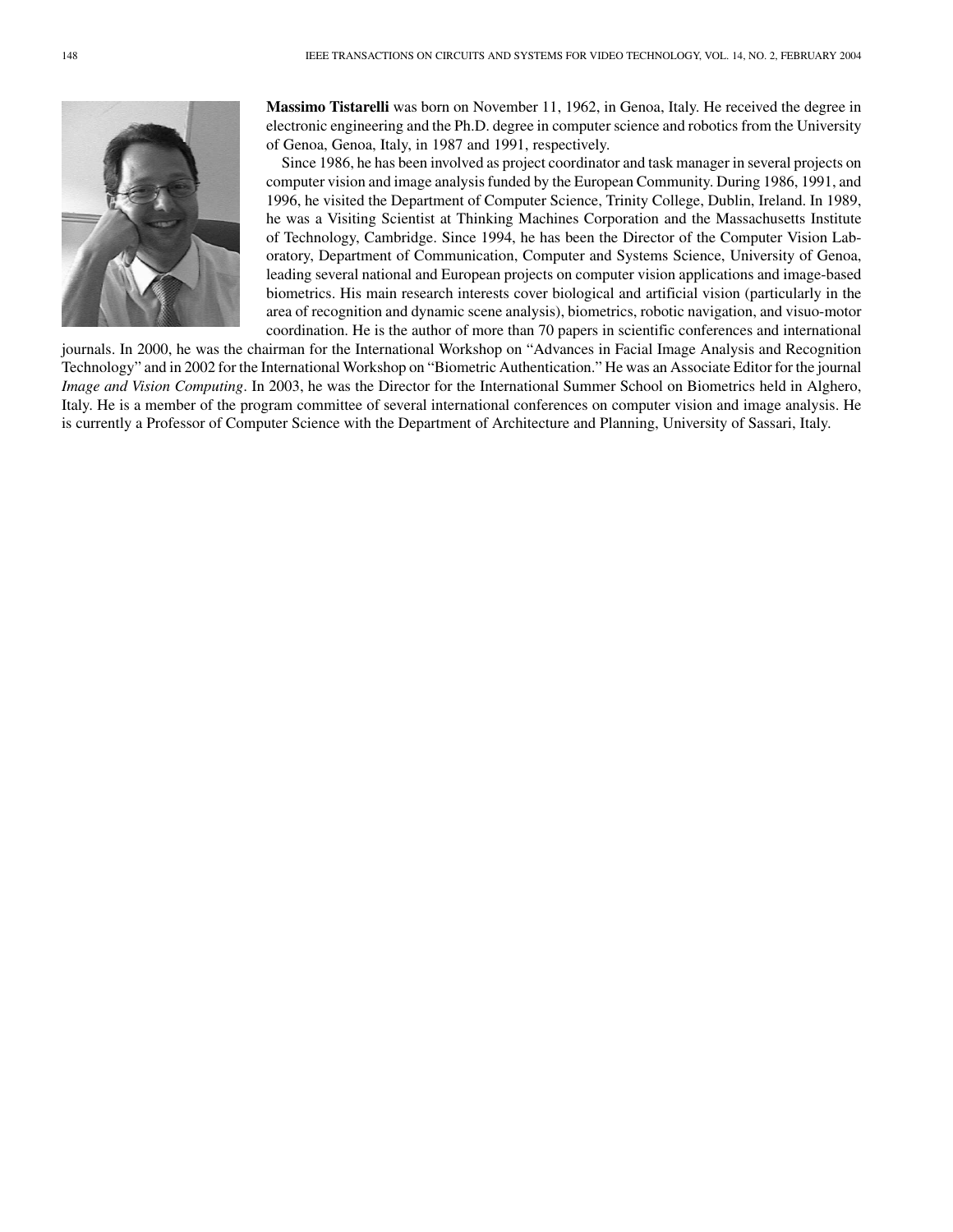**Massimo Tistarelli** was born on November 11, 1962, in Genoa, Italy. He received the degree in electronic engineering and the Ph.D. degree in computer science and robotics from the University of Genoa, Genoa, Italy, in 1987 and 1991, respectively.

Since 1986, he has been involved as project coordinator and task manager in several projects on computer vision and image analysis funded by the European Community. During 1986, 1991, and 1996, he visited the Department of Computer Science, Trinity College, Dublin, Ireland. In 1989, he was a Visiting Scientist at Thinking Machines Corporation and the Massachusetts Institute of Technology, Cambridge. Since 1994, he has been the Director of the Computer Vision Laboratory, Department of Communication, Computer and Systems Science, University of Genoa, leading several national and European projects on computer vision applications and image-based biometrics. His main research interests cover biological and artificial vision (particularly in the area of recognition and dynamic scene analysis), biometrics, robotic navigation, and visuo-motor coordination. He is the author of more than 70 papers in scientific conferences and international journals. In 2000, he was the chairman for the International Workshop on "Advances in Facial Image Analysis and Recognition Technology" and in 2002 for the International Workshop on "Biometric Authentication." He was an Associate Editor for the journal *Image and Vision Computing*. In 2003, he was the Director for the International Summer School on Biometrics held in Alghero, Italy. He is a member of the program committee of several international conferences on computer vision and image analysis. He is currently a Professor of Computer Science with the Department of Architecture and Planning, University of Sassari, Italy.